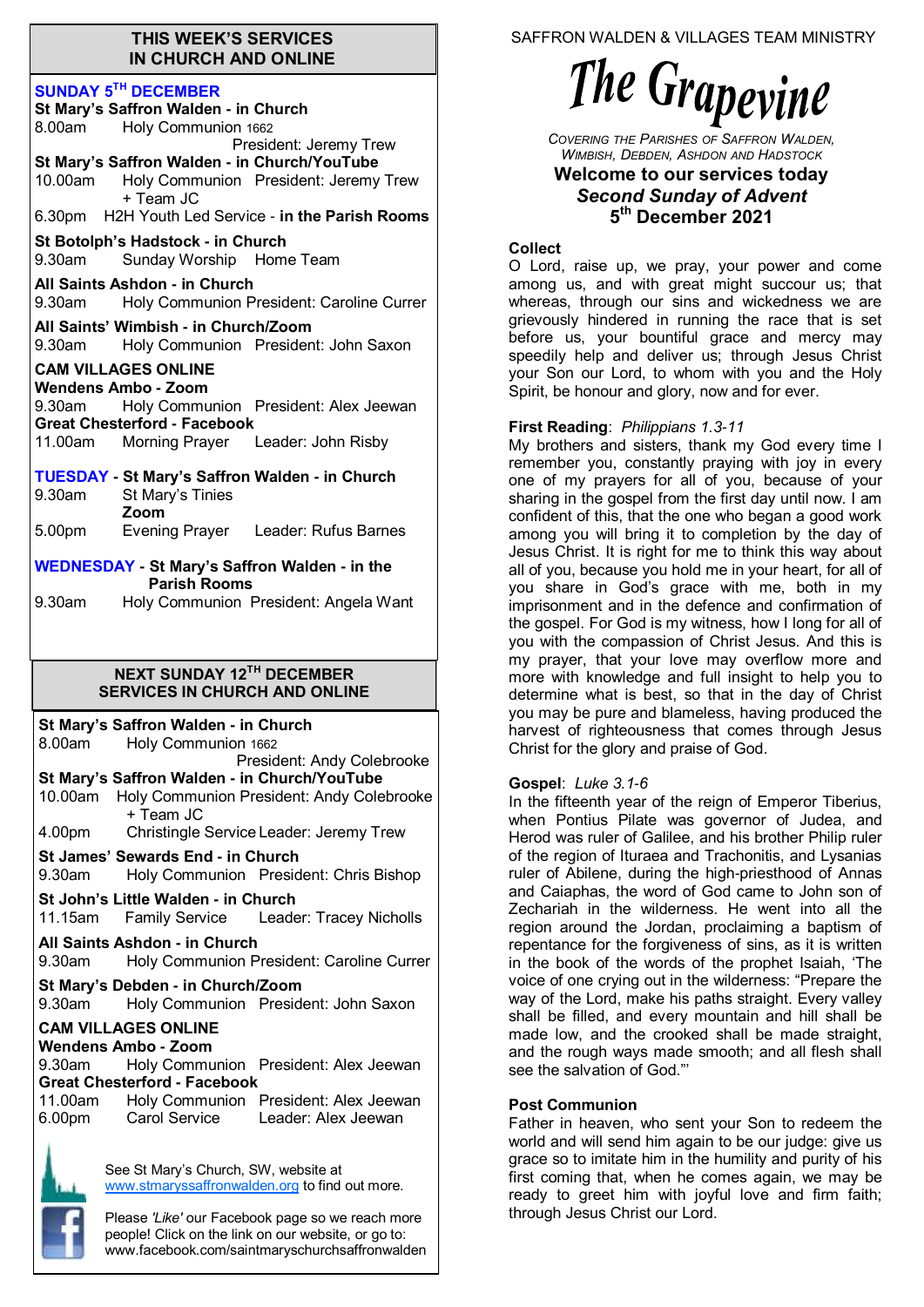## THIS WEEK'S SERVICES IN CHURCH AND ONLINE

**SUNDAY 5TH DECEMBER**

**St Mary's Saffron Walden - in Church**
8.00am Holy Communion 1662
President: Jeremy Trew

**St Mary's Saffron Walden - in Church/YouTube**
10.00am Holy Communion President: Jeremy Trew + Team JC
6.30pm H2H Youth Led Service - **in the Parish Rooms**

**St Botolph's Hadstock - in Church**
9.30am Sunday Worship Home Team

**All Saints Ashdon - in Church**
9.30am Holy Communion President: Caroline Currer

**All Saints' Wimbish - in Church/Zoom**
9.30am Holy Communion President: John Saxon

**CAM VILLAGES ONLINE**

**Wendens Ambo - Zoom**
9.30am Holy Communion President: Alex Jeewan

**Great Chesterford - Facebook**
11.00am Morning Prayer Leader: John Risby

**TUESDAY - St Mary's Saffron Walden - in Church**
9.30am St Mary's Tinies
**Zoom**
5.00pm Evening Prayer Leader: Rufus Barnes

**WEDNESDAY - St Mary's Saffron Walden - in the Parish Rooms**
9.30am Holy Communion President: Angela Want

## NEXT SUNDAY 12TH DECEMBER SERVICES IN CHURCH AND ONLINE

**St Mary's Saffron Walden - in Church**
8.00am Holy Communion 1662
President: Andy Colebrooke

**St Mary's Saffron Walden - in Church/YouTube**
10.00am Holy Communion President: Andy Colebrooke + Team JC
4.00pm Christingle Service Leader: Jeremy Trew

**St James' Sewards End - in Church**
9.30am Holy Communion President: Chris Bishop

**St John's Little Walden - in Church**
11.15am Family Service Leader: Tracey Nicholls

**All Saints Ashdon - in Church**
9.30am Holy Communion President: Caroline Currer

**St Mary's Debden - in Church/Zoom**
9.30am Holy Communion President: John Saxon

**CAM VILLAGES ONLINE**

**Wendens Ambo - Zoom**
9.30am Holy Communion President: Alex Jeewan

**Great Chesterford - Facebook**
11.00am Holy Communion President: Alex Jeewan
6.00pm Carol Service Leader: Alex Jeewan

See St Mary's Church, SW, website at www.stmaryssaffronwalden.org to find out more.

Please *'Like'* our Facebook page so we reach more people! Click on the link on our website, or go to: www.facebook.com/saintmaryschurchsaffronwalden

---

SAFFRON WALDEN & VILLAGES TEAM MINISTRY

# The Grapevine

*Covering the Parishes of Saffron Walden, Wimbish, Debden, Ashdon and Hadstock*

## Welcome to our services today
## *Second Sunday of Advent*
## 5th December 2021

**Collect**

O Lord, raise up, we pray, your power and come among us, and with great might succour us; that whereas, through our sins and wickedness we are grievously hindered in running the race that is set before us, your bountiful grace and mercy may speedily help and deliver us; through Jesus Christ your Son our Lord, to whom with you and the Holy Spirit, be honour and glory, now and for ever.

**First Reading**: *Philippians 1.3-11*

My brothers and sisters, thank my God every time I remember you, constantly praying with joy in every one of my prayers for all of you, because of your sharing in the gospel from the first day until now. I am confident of this, that the one who began a good work among you will bring it to completion by the day of Jesus Christ. It is right for me to think this way about all of you, because you hold me in your heart, for all of you share in God's grace with me, both in my imprisonment and in the defence and confirmation of the gospel. For God is my witness, how I long for all of you with the compassion of Christ Jesus. And this is my prayer, that your love may overflow more and more with knowledge and full insight to help you to determine what is best, so that in the day of Christ you may be pure and blameless, having produced the harvest of righteousness that comes through Jesus Christ for the glory and praise of God.

**Gospel**: *Luke 3.1-6*

In the fifteenth year of the reign of Emperor Tiberius, when Pontius Pilate was governor of Judea, and Herod was ruler of Galilee, and his brother Philip ruler of the region of Ituraea and Trachonitis, and Lysanias ruler of Abilene, during the high-priesthood of Annas and Caiaphas, the word of God came to John son of Zechariah in the wilderness. He went into all the region around the Jordan, proclaiming a baptism of repentance for the forgiveness of sins, as it is written in the book of the words of the prophet Isaiah, 'The voice of one crying out in the wilderness: "Prepare the way of the Lord, make his paths straight. Every valley shall be filled, and every mountain and hill shall be made low, and the crooked shall be made straight, and the rough ways made smooth; and all flesh shall see the salvation of God."'

**Post Communion**

Father in heaven, who sent your Son to redeem the world and will send him again to be our judge: give us grace so to imitate him in the humility and purity of his first coming that, when he comes again, we may be ready to greet him with joyful love and firm faith; through Jesus Christ our Lord.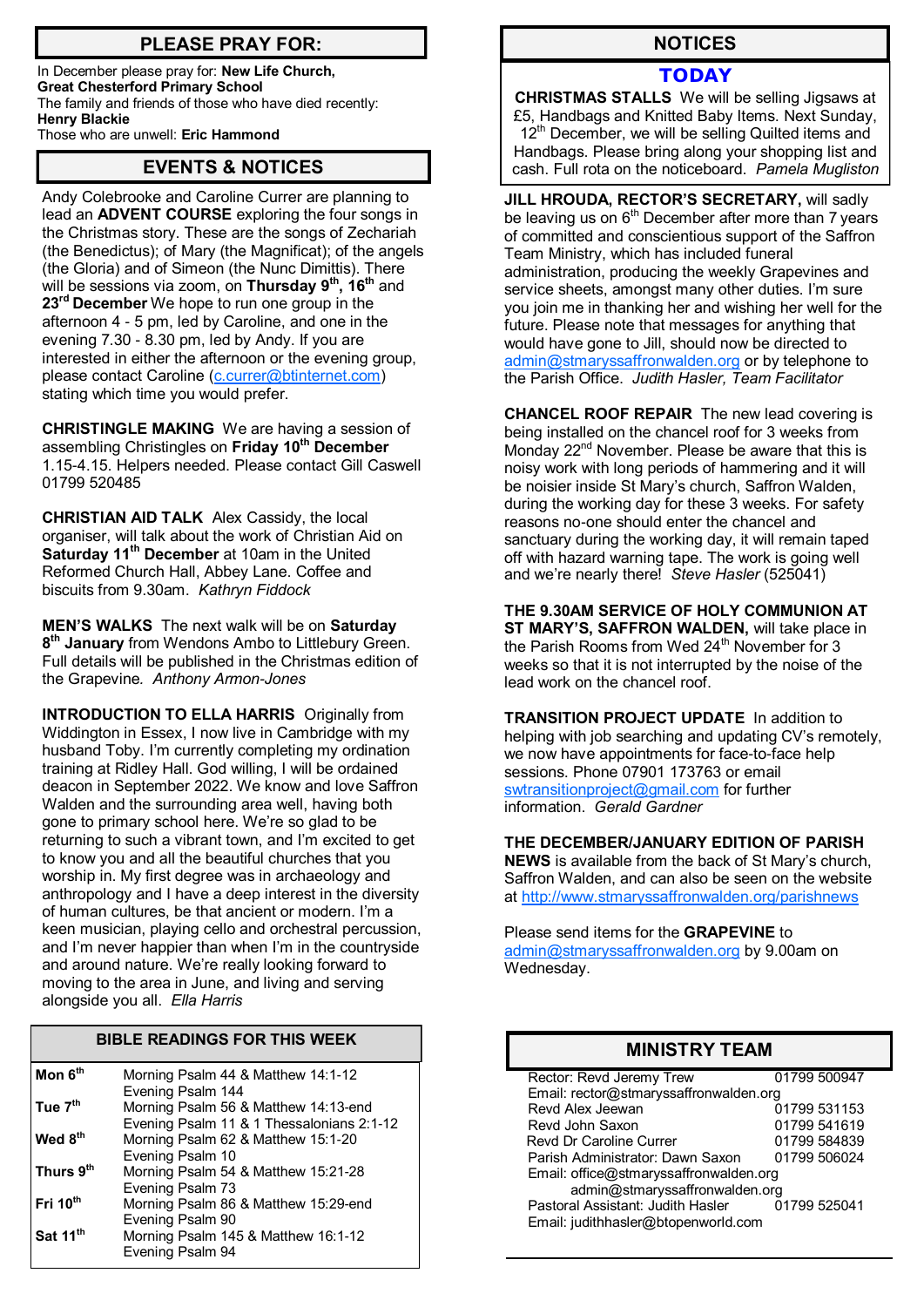## PLEASE PRAY FOR:

In December please pray for: **New Life Church, Great Chesterford Primary School**
The family and friends of those who have died recently: **Henry Blackie**
Those who are unwell: **Eric Hammond**

## EVENTS & NOTICES

Andy Colebrooke and Caroline Currer are planning to lead an **ADVENT COURSE** exploring the four songs in the Christmas story. These are the songs of Zechariah (the Benedictus); of Mary (the Magnificat); of the angels (the Gloria) and of Simeon (the Nunc Dimittis). There will be sessions via zoom, on **Thursday 9th, 16th** and **23rd December** We hope to run one group in the afternoon 4 - 5 pm, led by Caroline, and one in the evening 7.30 - 8.30 pm, led by Andy. If you are interested in either the afternoon or the evening group, please contact Caroline (c.currer@btinternet.com) stating which time you would prefer.

**CHRISTINGLE MAKING** We are having a session of assembling Christingles on **Friday 10th December** 1.15-4.15. Helpers needed. Please contact Gill Caswell 01799 520485

**CHRISTIAN AID TALK** Alex Cassidy, the local organiser, will talk about the work of Christian Aid on **Saturday 11th December** at 10am in the United Reformed Church Hall, Abbey Lane. Coffee and biscuits from 9.30am. *Kathryn Fiddock*

**MEN'S WALKS** The next walk will be on **Saturday 8th January** from Wendons Ambo to Littlebury Green. Full details will be published in the Christmas edition of the Grapevine. *Anthony Armon-Jones*

**INTRODUCTION TO ELLA HARRIS** Originally from Widdington in Essex, I now live in Cambridge with my husband Toby. I'm currently completing my ordination training at Ridley Hall. God willing, I will be ordained deacon in September 2022. We know and love Saffron Walden and the surrounding area well, having both gone to primary school here. We're so glad to be returning to such a vibrant town, and I'm excited to get to know you and all the beautiful churches that you worship in. My first degree was in archaeology and anthropology and I have a deep interest in the diversity of human cultures, be that ancient or modern. I'm a keen musician, playing cello and orchestral percussion, and I'm never happier than when I'm in the countryside and around nature. We're really looking forward to moving to the area in June, and living and serving alongside you all. *Ella Harris*

## BIBLE READINGS FOR THIS WEEK

| | |
|---|---|
| **Mon 6th** | Morning Psalm 44 & Matthew 14:1-12<br>Evening Psalm 144 |
| **Tue 7th** | Morning Psalm 56 & Matthew 14:13-end<br>Evening Psalm 11 & 1 Thessalonians 2:1-12 |
| **Wed 8th** | Morning Psalm 62 & Matthew 15:1-20<br>Evening Psalm 10 |
| **Thurs 9th** | Morning Psalm 54 & Matthew 15:21-28<br>Evening Psalm 73 |
| **Fri 10th** | Morning Psalm 86 & Matthew 15:29-end<br>Evening Psalm 90 |
| **Sat 11th** | Morning Psalm 145 & Matthew 16:1-12<br>Evening Psalm 94 |

## NOTICES

### TODAY

**CHRISTMAS STALLS** We will be selling Jigsaws at £5, Handbags and Knitted Baby Items. Next Sunday, 12th December, we will be selling Quilted items and Handbags. Please bring along your shopping list and cash. Full rota on the noticeboard. *Pamela Mugliston*

**JILL HROUDA, RECTOR'S SECRETARY,** will sadly be leaving us on 6th December after more than 7 years of committed and conscientious support of the Saffron Team Ministry, which has included funeral administration, producing the weekly Grapevines and service sheets, amongst many other duties. I'm sure you join me in thanking her and wishing her well for the future. Please note that messages for anything that would have gone to Jill, should now be directed to admin@stmaryssaffronwalden.org or by telephone to the Parish Office. *Judith Hasler, Team Facilitator*

**CHANCEL ROOF REPAIR** The new lead covering is being installed on the chancel roof for 3 weeks from Monday 22nd November. Please be aware that this is noisy work with long periods of hammering and it will be noisier inside St Mary's church, Saffron Walden, during the working day for these 3 weeks. For safety reasons no-one should enter the chancel and sanctuary during the working day, it will remain taped off with hazard warning tape. The work is going well and we're nearly there! *Steve Hasler* (525041)

**THE 9.30AM SERVICE OF HOLY COMMUNION AT ST MARY'S, SAFFRON WALDEN,** will take place in the Parish Rooms from Wed 24th November for 3 weeks so that it is not interrupted by the noise of the lead work on the chancel roof.

**TRANSITION PROJECT UPDATE** In addition to helping with job searching and updating CV's remotely, we now have appointments for face-to-face help sessions. Phone 07901 173763 or email swtransitionproject@gmail.com for further information. *Gerald Gardner*

**THE DECEMBER/JANUARY EDITION OF PARISH NEWS** is available from the back of St Mary's church, Saffron Walden, and can also be seen on the website at http://www.stmaryssaffronwalden.org/parishnews

Please send items for the **GRAPEVINE** to admin@stmaryssaffronwalden.org by 9.00am on Wednesday.

## MINISTRY TEAM

| | |
|---|---|
| Rector: Revd Jeremy Trew | 01799 500947 |
| Email: rector@stmaryssaffronwalden.org | |
| Revd Alex Jeewan | 01799 531153 |
| Revd John Saxon | 01799 541619 |
| Revd Dr Caroline Currer | 01799 584839 |
| Parish Administrator: Dawn Saxon | 01799 506024 |
| Email: office@stmaryssaffronwalden.org<br>admin@stmaryssaffronwalden.org | |
| Pastoral Assistant: Judith Hasler | 01799 525041 |
| Email: judithhasler@btopenworld.com | |